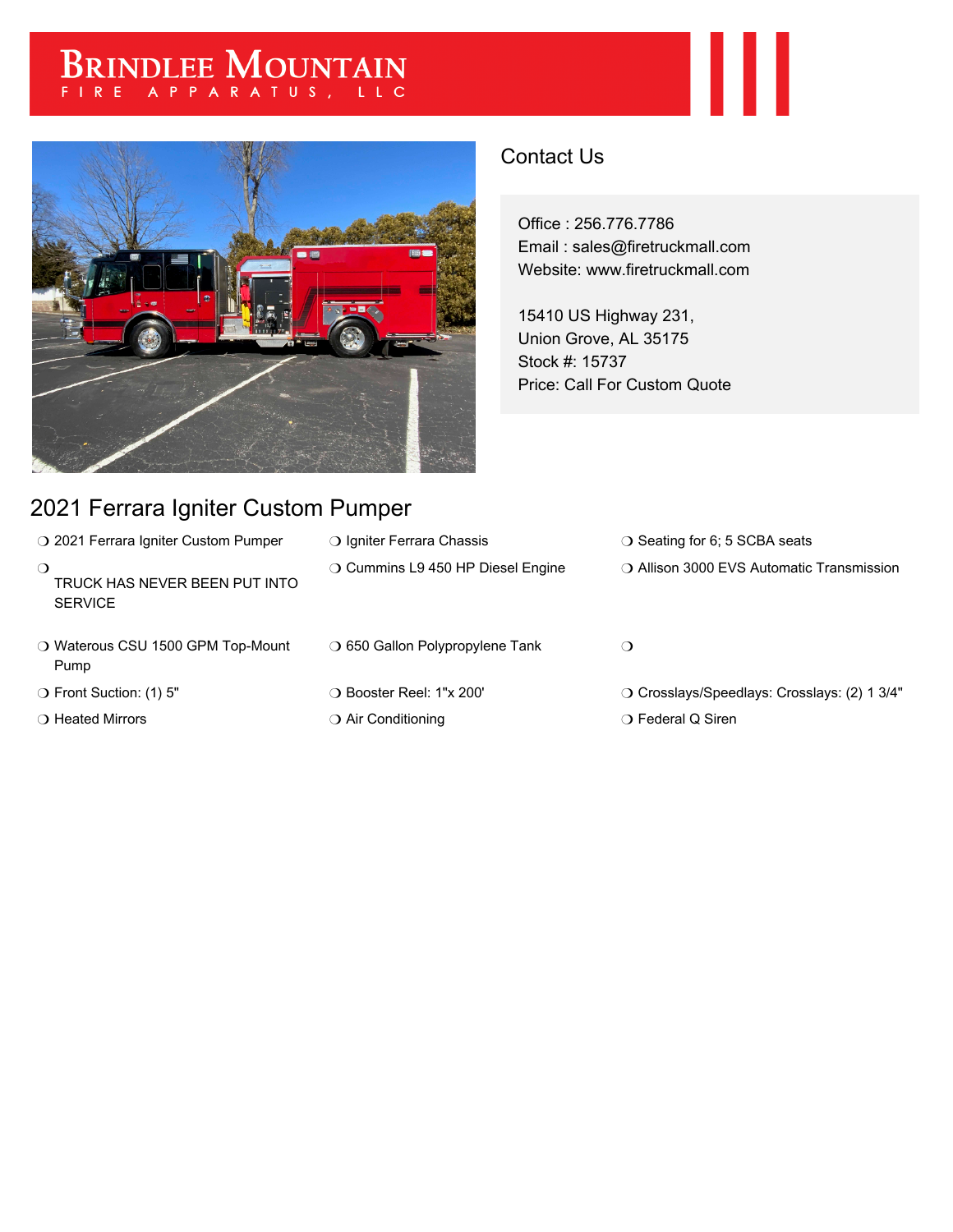# BRINDLEE MOUNTAIN

FIRE APPARATUS, LLC

## Contact Us

Office : 256.776.7786
Email : sales@firetruckmall.com
Website: www.firetruckmall.com

15410 US Highway 231,
Union Grove, AL 35175
Stock #: 15737
Price: Call For Custom Quote

## 2021 Ferrara Igniter Custom Pumper

- 2021 Ferrara Igniter Custom Pumper
- Igniter Ferrara Chassis
- Seating for 6; 5 SCBA seats
- TRUCK HAS NEVER BEEN PUT INTO SERVICE
- Cummins L9 450 HP Diesel Engine
- Allison 3000 EVS Automatic Transmission
- Waterous CSU 1500 GPM Top-Mount Pump
- 650 Gallon Polypropylene Tank
- 
- Front Suction: (1) 5"
- Booster Reel: 1"x 200'
- Crosslays/Speedlays: Crosslays: (2) 1 3/4"
- Heated Mirrors
- Air Conditioning
- Federal Q Siren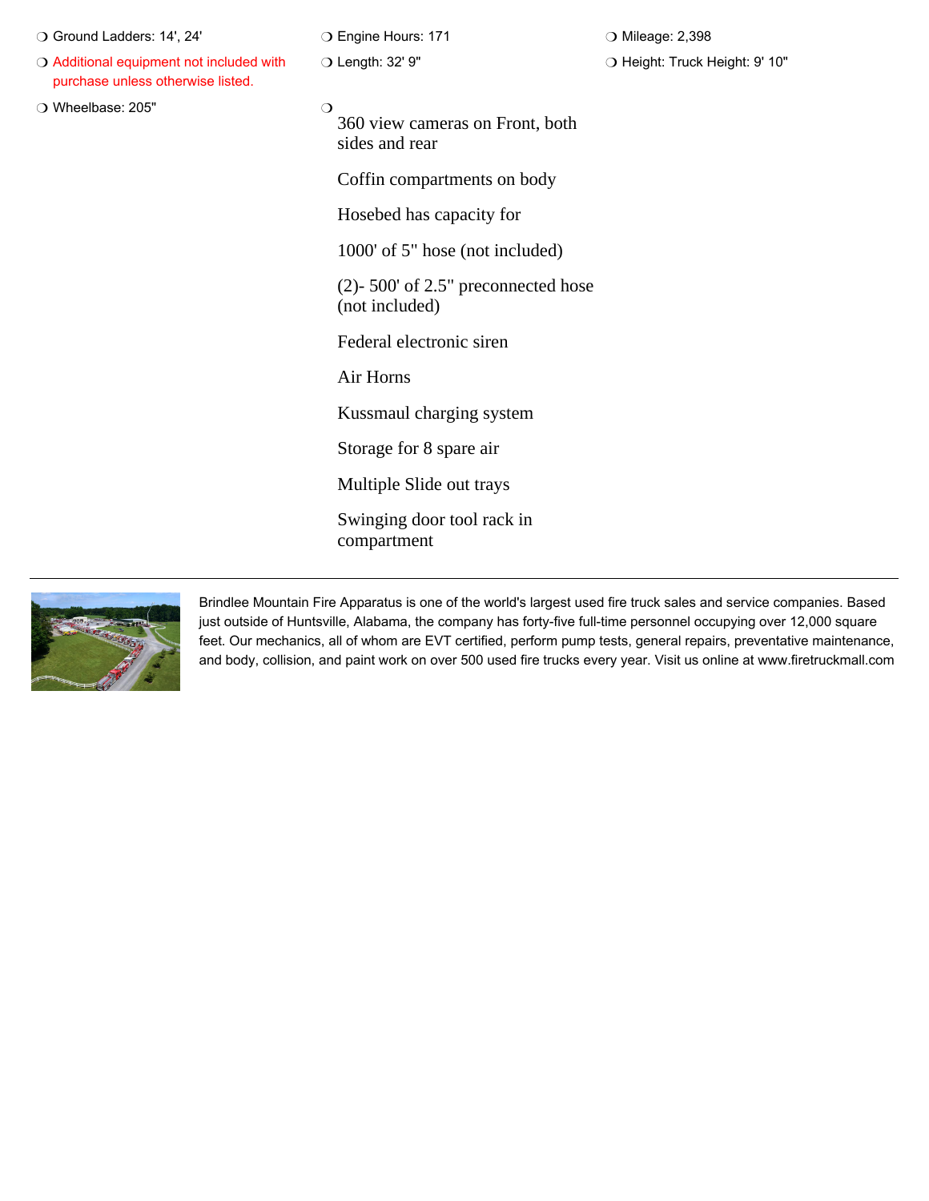- Ground Ladders: 14', 24'
- Additional equipment not included with purchase unless otherwise listed.
- Wheelbase: 205"
- Engine Hours: 171
- Length: 32' 9"
- 360 view cameras on Front, both sides and rear

  Coffin compartments on body

  Hosebed has capacity for

  1000' of 5" hose (not included)

  (2)- 500' of 2.5" preconnected hose (not included)

  Federal electronic siren

  Air Horns

  Kussmaul charging system

  Storage for 8 spare air

  Multiple Slide out trays

  Swinging door tool rack in compartment
- Mileage: 2,398
- Height: Truck Height: 9' 10"

---

Brindlee Mountain Fire Apparatus is one of the world's largest used fire truck sales and service companies. Based just outside of Huntsville, Alabama, the company has forty-five full-time personnel occupying over 12,000 square feet. Our mechanics, all of whom are EVT certified, perform pump tests, general repairs, preventative maintenance, and body, collision, and paint work on over 500 used fire trucks every year. Visit us online at www.firetruckmall.com